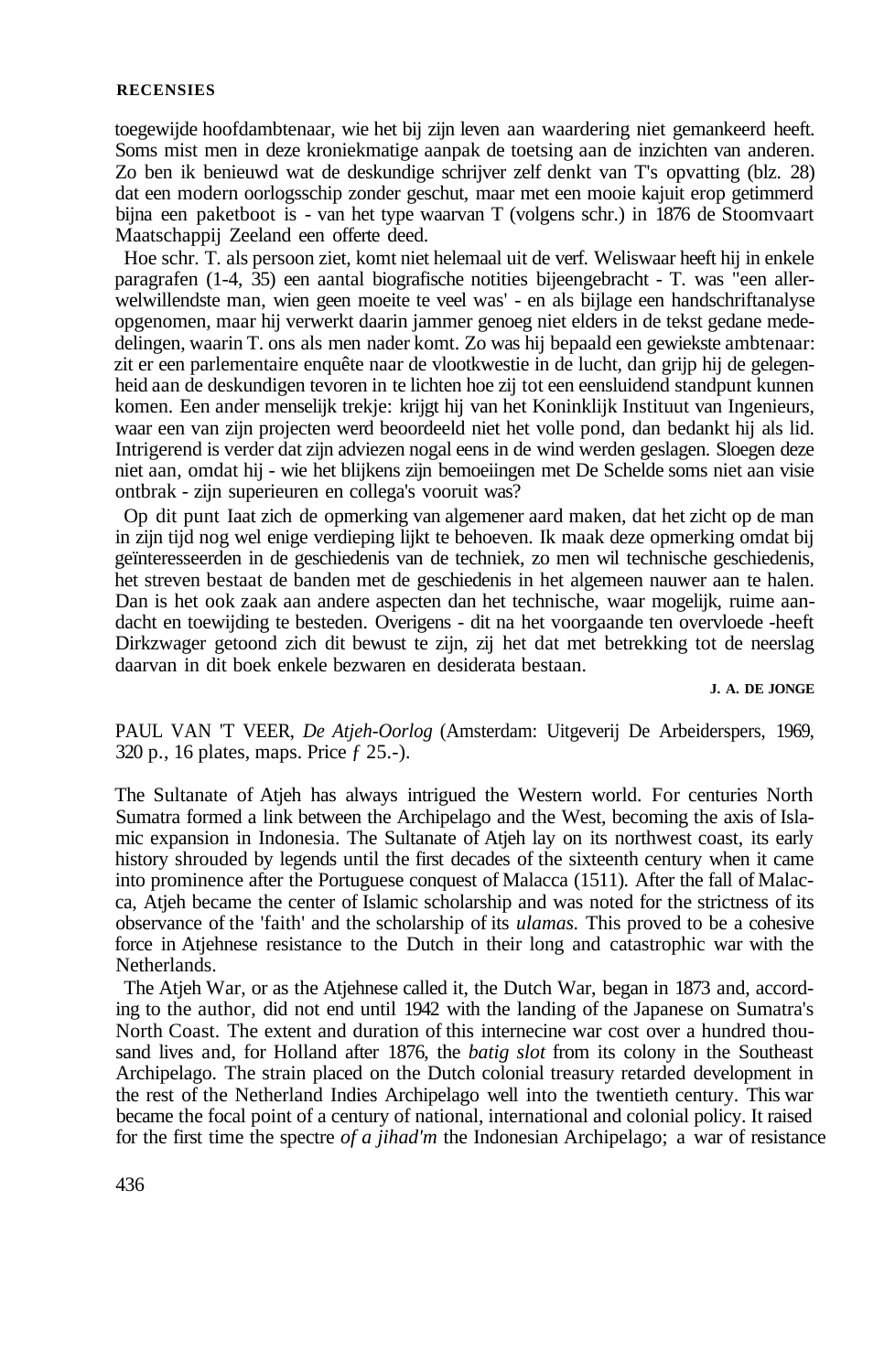toegewijde hoofdambtenaar, wie het bij zijn leven aan waardering niet gemankeerd heeft. Soms mist men in deze kroniekmatige aanpak de toetsing aan de inzichten van anderen. Zo ben ik benieuwd wat de deskundige schrijver zelf denkt van T's opvatting (blz. 28) dat een modern oorlogsschip zonder geschut, maar met een mooie kajuit erop getimmerd bijna een paketboot is - van het type waarvan T (volgens schr.) in 1876 de Stoomvaart Maatschappij Zeeland een offerte deed.

Hoe schr. T. als persoon ziet, komt niet helemaal uit de verf. Weliswaar heeft hij in enkele paragrafen (1-4, 35) een aantal biografische notities bijeengebracht - T. was "een allerwelwillendste man, wien geen moeite te veel was' - en als bijlage een handschriftanalyse opgenomen, maar hij verwerkt daarin jammer genoeg niet elders in de tekst gedane mededelingen, waarin T. ons als men nader komt. Zo was hij bepaald een gewiekste ambtenaar: zit er een parlementaire enquête naar de vlootkwestie in de lucht, dan grijp hij de gelegenheid aan de deskundigen tevoren in te lichten hoe zij tot een eensluidend standpunt kunnen komen. Een ander menselijk trekje: krijgt hij van het Koninklijk Instituut van Ingenieurs, waar een van zijn projecten werd beoordeeld niet het volle pond, dan bedankt hij als lid. Intrigerend is verder dat zijn adviezen nogal eens in de wind werden geslagen. Sloegen deze niet aan, omdat hij - wie het blijkens zijn bemoeiingen met De Schelde soms niet aan visie ontbrak - zijn superieuren en collega's vooruit was?

Op dit punt Iaat zich de opmerking van algemener aard maken, dat het zicht op de man in zijn tijd nog wel enige verdieping lijkt te behoeven. Ik maak deze opmerking omdat bij geïnteresseerden in de geschiedenis van de techniek, zo men wil technische geschiedenis, het streven bestaat de banden met de geschiedenis in het algemeen nauwer aan te halen. Dan is het ook zaak aan andere aspecten dan het technische, waar mogelijk, ruime aandacht en toewijding te besteden. Overigens - dit na het voorgaande ten overvloede -heeft Dirkzwager getoond zich dit bewust te zijn, zij het dat met betrekking tot de neerslag daarvan in dit boek enkele bezwaren en desiderata bestaan.

**J. A. DE JONGE**

PAUL VAN 'T VEER, *De Atjeh-Oorlog* (Amsterdam: Uitgeverij De Arbeiderspers, 1969, 320 p., 16 plates, maps. Price ƒ 25.-).

The Sultanate of Atjeh has always intrigued the Western world. For centuries North Sumatra formed a link between the Archipelago and the West, becoming the axis of Islamic expansion in Indonesia. The Sultanate of Atjeh lay on its northwest coast, its early history shrouded by legends until the first decades of the sixteenth century when it came into prominence after the Portuguese conquest of Malacca (1511). After the fall of Malacca, Atjeh became the center of Islamic scholarship and was noted for the strictness of its observance of the 'faith' and the scholarship of its *ulamas.* This proved to be a cohesive force in Atjehnese resistance to the Dutch in their long and catastrophic war with the Netherlands.

The Atjeh War, or as the Atjehnese called it, the Dutch War, began in 1873 and, according to the author, did not end until 1942 with the landing of the Japanese on Sumatra's North Coast. The extent and duration of this internecine war cost over a hundred thousand lives and, for Holland after 1876, the *batig slot* from its colony in the Southeast Archipelago. The strain placed on the Dutch colonial treasury retarded development in the rest of the Netherland Indies Archipelago well into the twentieth century. This war became the focal point of a century of national, international and colonial policy. It raised for the first time the spectre *of a jihad'm* the Indonesian Archipelago; a war of resistance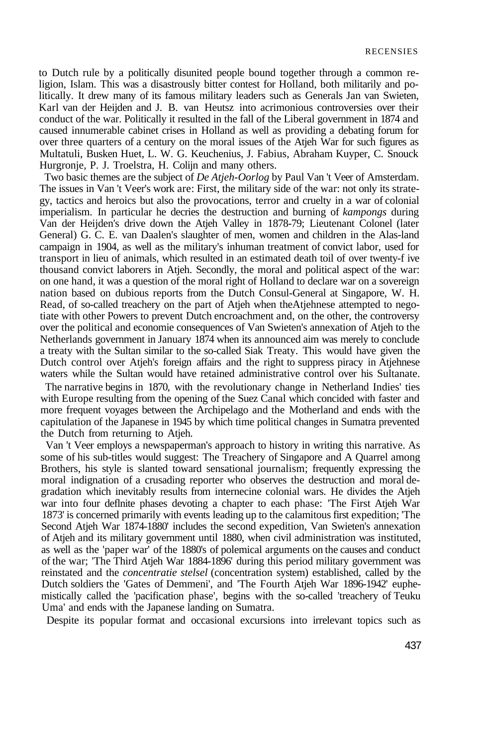to Dutch rule by a politically disunited people bound together through a common religion, Islam. This was a disastrously bitter contest for Holland, both militarily and politically. It drew many of its famous military leaders such as Generals Jan van Swieten, Karl van der Heijden and J. B. van Heutsz into acrimonious controversies over their conduct of the war. Politically it resulted in the fall of the Liberal government in 1874 and caused innumerable cabinet crises in Holland as well as providing a debating forum for over three quarters of a century on the moral issues of the Atjeh War for such figures as Multatuli, Busken Huet, L. W. G. Keuchenius, J. Fabius, Abraham Kuyper, C. Snouck Hurgronje, P. J. Troelstra, H. Colijn and many others.

Two basic themes are the subject of *De Atjeh-Oorlog* by Paul Van 't Veer of Amsterdam. The issues in Van 't Veer's work are: First, the military side of the war: not only its strategy, tactics and heroics but also the provocations, terror and cruelty in a war of colonial imperialism. In particular he decries the destruction and burning of *kampongs* during Van der Heijden's drive down the Atjeh Valley in 1878-79; Lieutenant Colonel (later General) G. C. E. van Daalen's slaughter of men, women and children in the Alas-land campaign in 1904, as well as the military's inhuman treatment of convict labor, used for transport in lieu of animals, which resulted in an estimated death toil of over twenty-f ive thousand convict laborers in Atjeh. Secondly, the moral and political aspect of the war: on one hand, it was a question of the moral right of Holland to declare war on a sovereign nation based on dubious reports from the Dutch Consul-General at Singapore, W. H. Read, of so-called treachery on the part of Atjeh when theAtjehnese attempted to negotiate with other Powers to prevent Dutch encroachment and, on the other, the controversy over the political and economie consequences of Van Swieten's annexation of Atjeh to the Netherlands government in January 1874 when its announced aim was merely to conclude a treaty with the Sultan similar to the so-called Siak Treaty. This would have given the Dutch control over Atjeh's foreign affairs and the right to suppress piracy in Atjehnese waters while the Sultan would have retained administrative control over his Sultanate.

The narrative begins in 1870, with the revolutionary change in Netherland Indies' ties with Europe resulting from the opening of the Suez Canal which concided with faster and more frequent voyages between the Archipelago and the Motherland and ends with the capitulation of the Japanese in 1945 by which time political changes in Sumatra prevented the Dutch from returning to Atjeh.

Van 't Veer employs a newspaperman's approach to history in writing this narrative. As some of his sub-titles would suggest: The Treachery of Singapore and A Quarrel among Brothers, his style is slanted toward sensational journalism; frequently expressing the moral indignation of a crusading reporter who observes the destruction and moral degradation which inevitably results from internecine colonial wars. He divides the Atjeh war into four deflnite phases devoting a chapter to each phase: 'The First Atjeh War 1873' is concerned primarily with events leading up to the calamitous first expedition; 'The Second Atjeh War 1874-1880' includes the second expedition, Van Swieten's annexation of Atjeh and its military government until 1880, when civil administration was instituted, as well as the 'paper war' of the 1880's of polemical arguments on the causes and conduct of the war; 'The Third Atjeh War 1884-1896' during this period military government was reinstated and the *concentratie stelsel* (concentration system) established, called by the Dutch soldiers the 'Gates of Demmeni', and 'The Fourth Atjeh War 1896-1942' euphemistically called the 'pacification phase', begins with the so-called 'treachery of Teuku Uma' and ends with the Japanese landing on Sumatra.

Despite its popular format and occasional excursions into irrelevant topics such as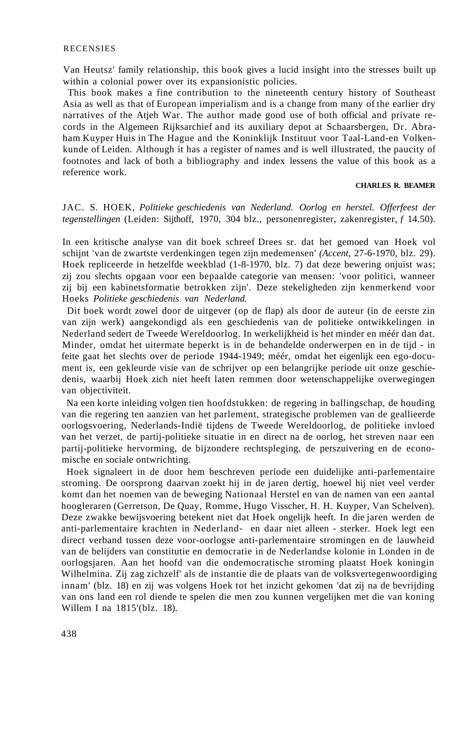Van Heutsz' family relationship, this book gives a lucid insight into the stresses built up within a colonial power over its expansionistic policies.

This book makes a fine contribution to the nineteenth century history of Southeast Asia as well as that of European imperialism and is a change from many of the earlier dry narratives of the Atjeh War. The author made good use of both official and private records in the Algemeen Rijksarchief and its auxiliary depot at Schaarsbergen, Dr. Abraham Kuyper Huis in The Hague and the Koninklijk Instituut voor Taal-Land-en Volkenkunde of Leiden. Although it has a register of names and is well illustrated, the paucity of footnotes and lack of both a bibliography and index lessens the value of this book as a reference work.

**CHARLES R. BEAMER**

JAC. S. HOEK, *Politieke geschiedenis van Nederland. Oorlog en herstel. Offerfeest der tegenstellingen* (Leiden: Sijthoff, 1970, 304 blz., personenregister, zakenregister, *f* 14.50).

In een kritische analyse van dit boek schreef Drees sr. dat het gemoed van Hoek vol schijnt 'van de zwartste verdenkingen tegen zijn medemensen' *(Accent,* 27-6-1970, blz. 29). Hoek repliceerde in hetzelfde weekblad (1-8-1970, blz. 7) dat deze bewering onjuist was; zij zou slechts opgaan voor een bepaalde categorie van mensen: 'voor politici, wanneer zij bij een kabinetsformatie betrokken zijn'. Deze stekeligheden zijn kenmerkend voor Hoeks *Politieke geschiedenis van Nederland.*

Dit boek wordt zowel door de uitgever (op de flap) als door de auteur (in de eerste zin van zijn werk) aangekondigd als een geschiedenis van de politieke ontwikkelingen in Nederland sedert de Tweede Wereldoorlog. In werkelijkheid is het minder en méér dan dat. Minder, omdat het uitermate beperkt is in de behandelde onderwerpen en in de tijd - in feite gaat het slechts over de periode 1944-1949; méér, omdat het eigenlijk een ego-document is, een gekleurde visie van de schrijver op een belangrijke periode uit onze geschiedenis, waarbij Hoek zich niet heeft laten remmen door wetenschappelijke overwegingen van objectiviteit.

Na een korte inleiding volgen tien hoofdstukken: de regering in ballingschap, de houding van die regering ten aanzien van het parlement, strategische problemen van de geallieerde oorlogsvoering, Nederlands-Indië tijdens de Tweede Wereldoorlog, de politieke invloed van het verzet, de partij-politieke situatie in en direct na de oorlog, het streven naar een partij-politieke hervorming, de bijzondere rechtspleging, de perszuivering en de economische en sociale ontwrichting.

Hoek signaleert in de door hem beschreven periode een duidelijke anti-parlementaire stroming. De oorsprong daarvan zoekt hij in de jaren dertig, hoewel hij niet veel verder komt dan het noemen van de beweging Nationaal Herstel en van de namen van een aantal hoogleraren (Gerretson, De Quay, Romme, Hugo Visscher, H. H. Kuyper, Van Schelven). Deze zwakke bewijsvoering betekent niet dat Hoek ongelijk heeft. In die jaren werden de anti-parlementaire krachten in Nederland- en daar niet alleen - sterker. Hoek legt een direct verband tussen deze voor-oorlogse anti-parlementaire stromingen en de lauwheid van de belijders van constitutie en democratie in de Nederlandse kolonie in Londen in de oorlogsjaren. Aan het hoofd van die ondemocratische stroming plaatst Hoek koningin Wilhelmina. Zij zag zichzelf' als de instantie die de plaats van de volksvertegenwoordiging innam' (blz. 18) en zij was volgens Hoek tot het inzicht gekomen 'dat zij na de bevrijding van ons land een rol diende te spelen die men zou kunnen vergelijken met die van koning Willem I na 1815'(blz. 18).